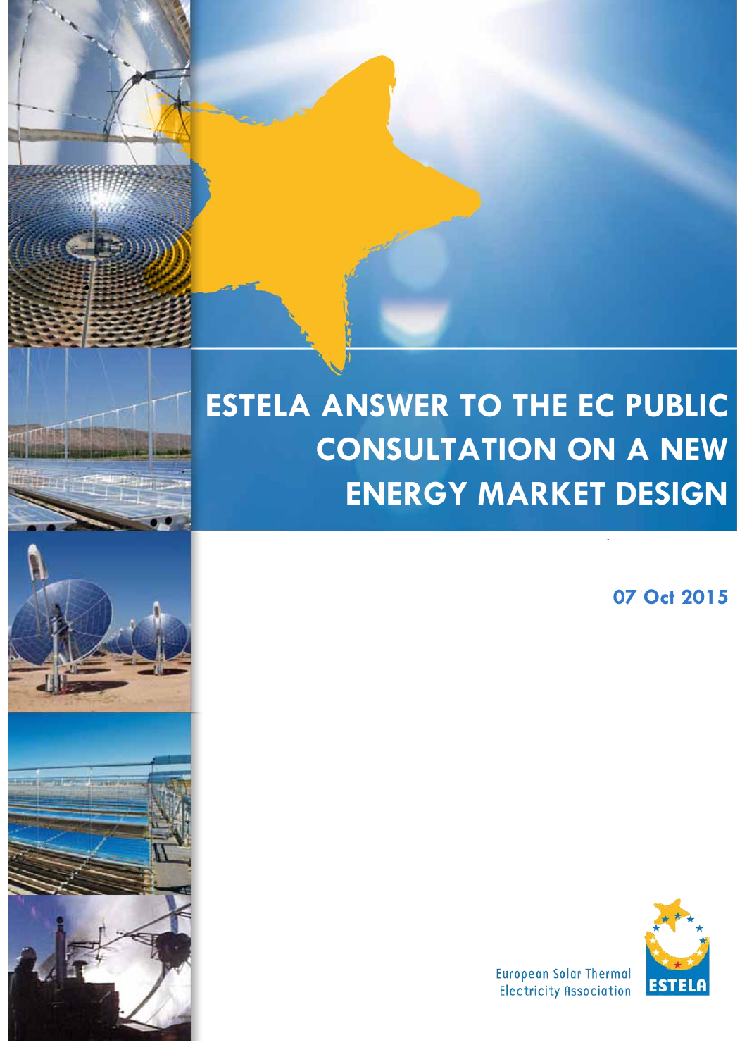# ESTELA ANSWER TO THE EC PUBLIC CONSULTATION ON A NEW ENERGY MARKET DESIGN

**07 Oct 2015**

European Solar Thermal Electricity Association

ESTELA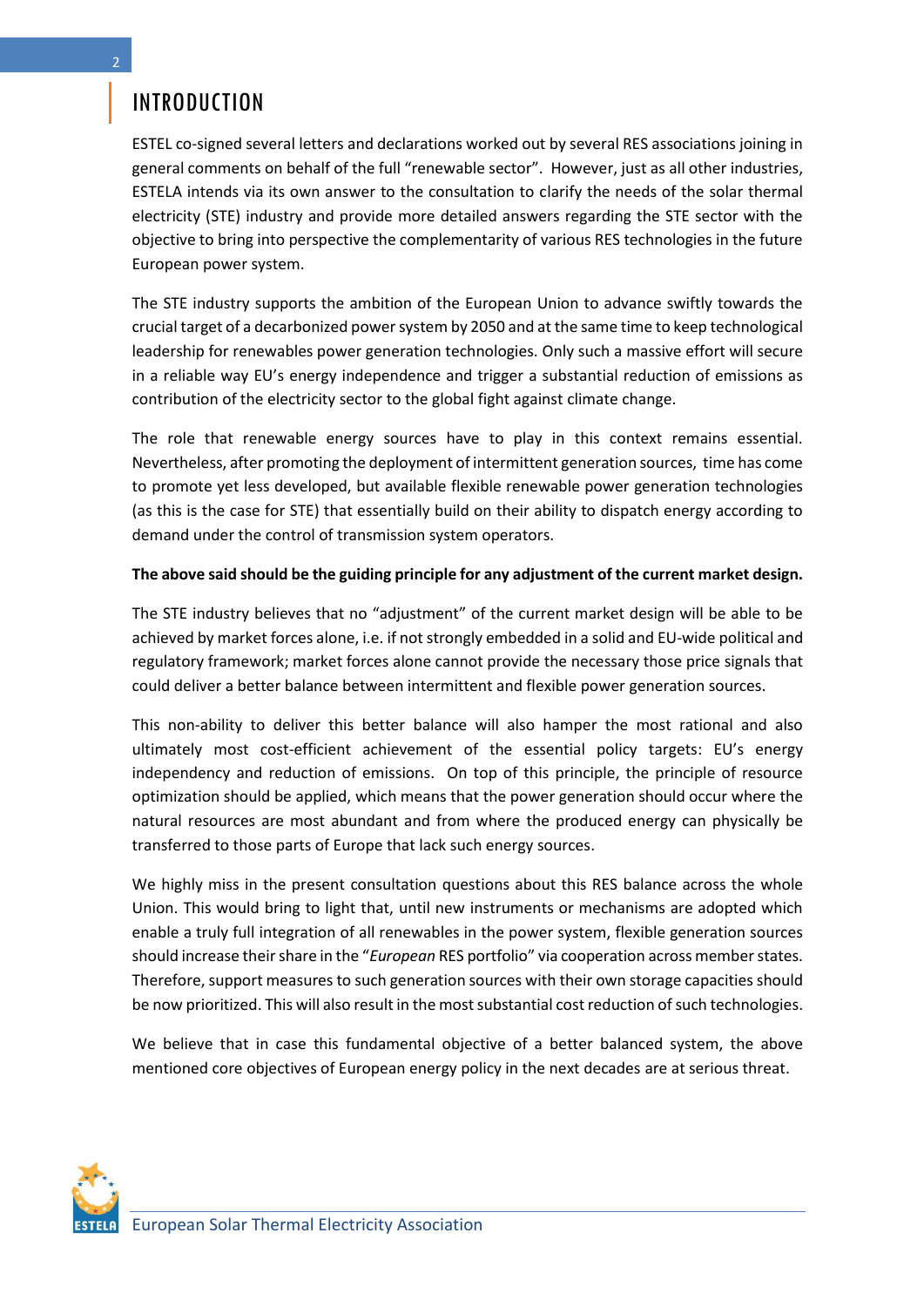# INTRODUCTION

ESTEL co-signed several letters and declarations worked out by several RES associations joining in general comments on behalf of the full "renewable sector". However, just as all other industries, ESTELA intends via its own answer to the consultation to clarify the needs of the solar thermal electricity (STE) industry and provide more detailed answers regarding the STE sector with the objective to bring into perspective the complementarity of various RES technologies in the future European power system.

The STE industry supports the ambition of the European Union to advance swiftly towards the crucial target of a decarbonized power system by 2050 and at the same time to keep technological leadership for renewables power generation technologies. Only such a massive effort will secure in a reliable way EU's energy independence and trigger a substantial reduction of emissions as contribution of the electricity sector to the global fight against climate change.

The role that renewable energy sources have to play in this context remains essential. Nevertheless, after promoting the deployment of intermittent generation sources, time has come to promote yet less developed, but available flexible renewable power generation technologies (as this is the case for STE) that essentially build on their ability to dispatch energy according to demand under the control of transmission system operators.

**The above said should be the guiding principle for any adjustment of the current market design.**

The STE industry believes that no "adjustment" of the current market design will be able to be achieved by market forces alone, i.e. if not strongly embedded in a solid and EU-wide political and regulatory framework; market forces alone cannot provide the necessary those price signals that could deliver a better balance between intermittent and flexible power generation sources.

This non-ability to deliver this better balance will also hamper the most rational and also ultimately most cost-efficient achievement of the essential policy targets: EU's energy independency and reduction of emissions. On top of this principle, the principle of resource optimization should be applied, which means that the power generation should occur where the natural resources are most abundant and from where the produced energy can physically be transferred to those parts of Europe that lack such energy sources.

We highly miss in the present consultation questions about this RES balance across the whole Union. This would bring to light that, until new instruments or mechanisms are adopted which enable a truly full integration of all renewables in the power system, flexible generation sources should increase their share in the "*European* RES portfolio" via cooperation across member states. Therefore, support measures to such generation sources with their own storage capacities should be now prioritized. This will also result in the most substantial cost reduction of such technologies.

We believe that in case this fundamental objective of a better balanced system, the above mentioned core objectives of European energy policy in the next decades are at serious threat.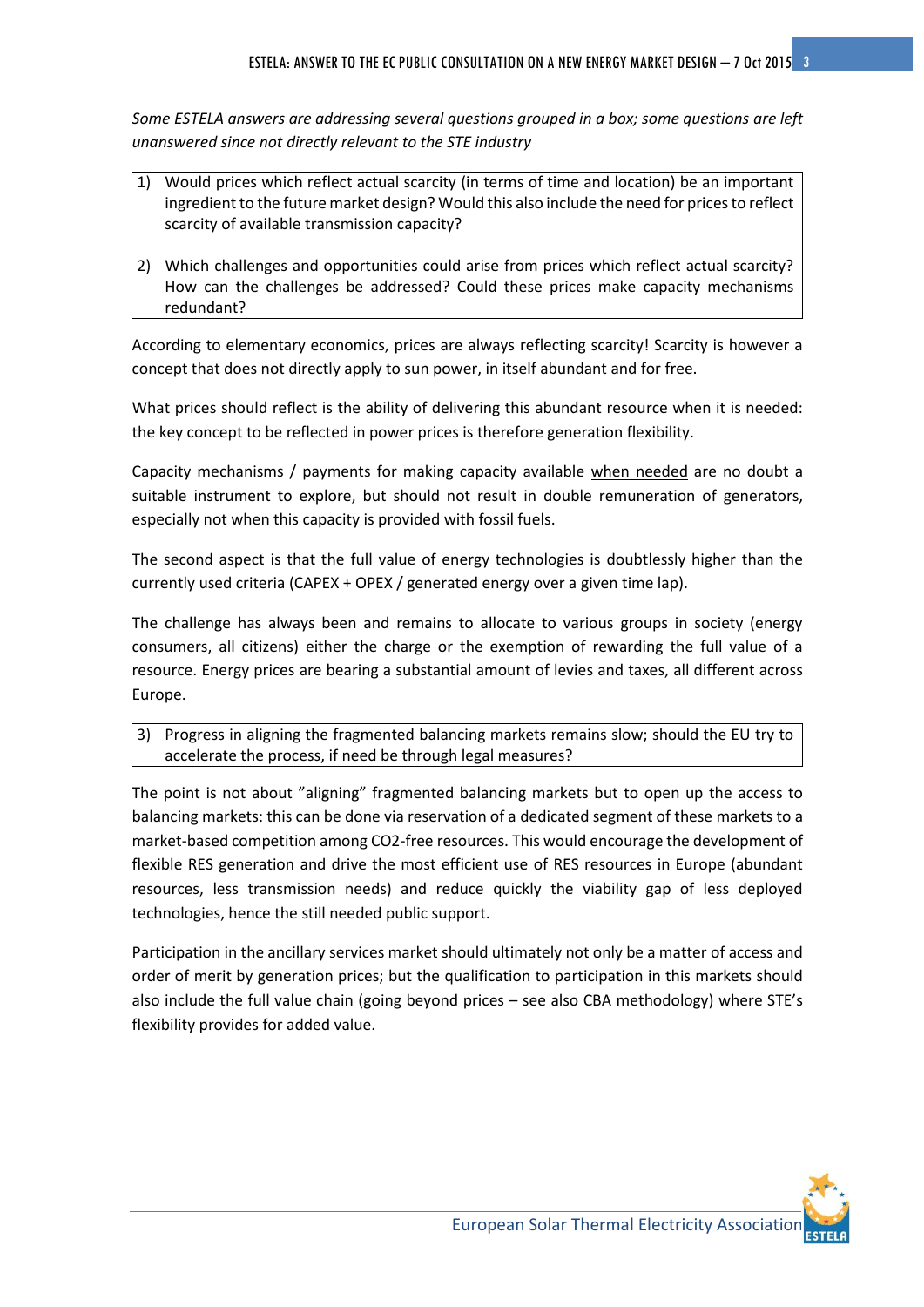*Some ESTELA answers are addressing several questions grouped in a box; some questions are left unanswered since not directly relevant to the STE industry*

> 1) Would prices which reflect actual scarcity (in terms of time and location) be an important ingredient to the future market design? Would this also include the need for prices to reflect scarcity of available transmission capacity?
>
> 2) Which challenges and opportunities could arise from prices which reflect actual scarcity? How can the challenges be addressed? Could these prices make capacity mechanisms redundant?

According to elementary economics, prices are always reflecting scarcity! Scarcity is however a concept that does not directly apply to sun power, in itself abundant and for free.

What prices should reflect is the ability of delivering this abundant resource when it is needed: the key concept to be reflected in power prices is therefore generation flexibility.

Capacity mechanisms / payments for making capacity available <u>when needed</u> are no doubt a suitable instrument to explore, but should not result in double remuneration of generators, especially not when this capacity is provided with fossil fuels.

The second aspect is that the full value of energy technologies is doubtlessly higher than the currently used criteria (CAPEX + OPEX / generated energy over a given time lap).

The challenge has always been and remains to allocate to various groups in society (energy consumers, all citizens) either the charge or the exemption of rewarding the full value of a resource. Energy prices are bearing a substantial amount of levies and taxes, all different across Europe.

> 3) Progress in aligning the fragmented balancing markets remains slow; should the EU try to accelerate the process, if need be through legal measures?

The point is not about "aligning" fragmented balancing markets but to open up the access to balancing markets: this can be done via reservation of a dedicated segment of these markets to a market-based competition among $CO_2$-free resources. This would encourage the development of flexible RES generation and drive the most efficient use of RES resources in Europe (abundant resources, less transmission needs) and reduce quickly the viability gap of less deployed technologies, hence the still needed public support.

Participation in the ancillary services market should ultimately not only be a matter of access and order of merit by generation prices; but the qualification to participation in this markets should also include the full value chain (going beyond prices – see also CBA methodology) where STE's flexibility provides for added value.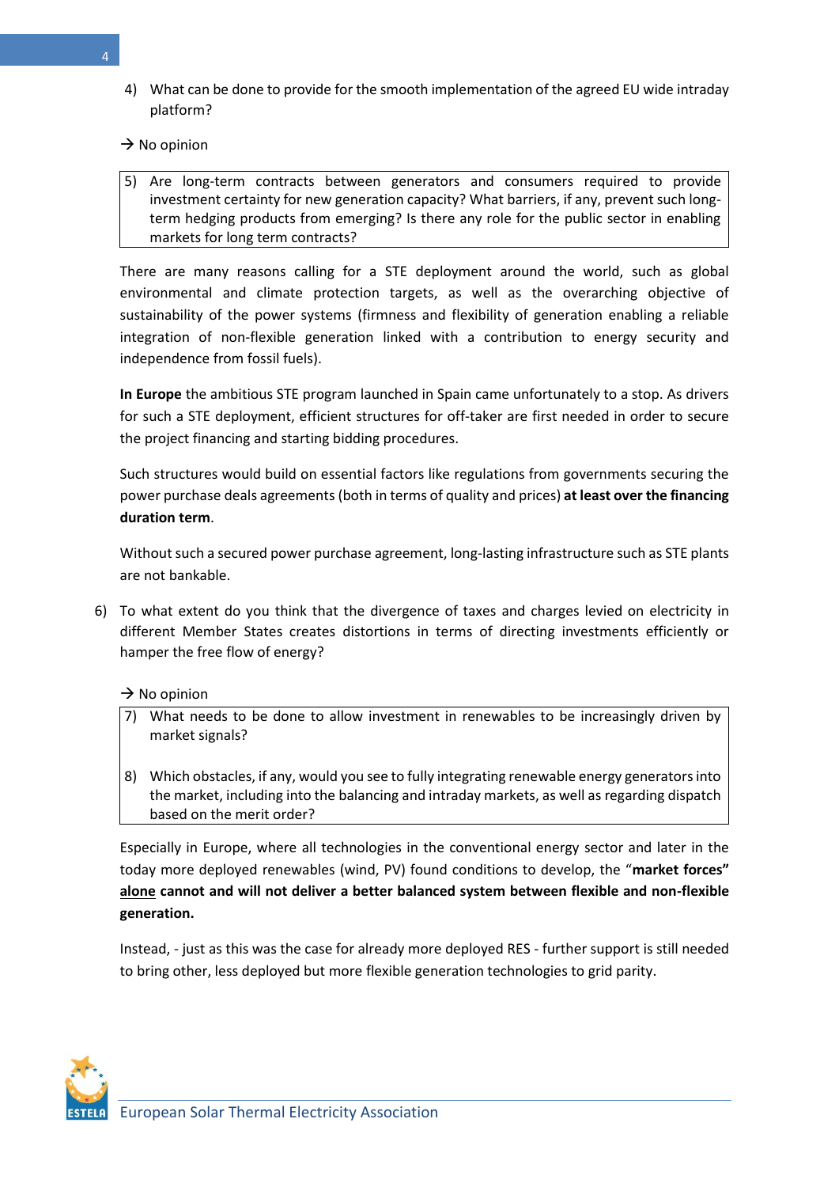4) What can be done to provide for the smooth implementation of the agreed EU wide intraday platform?

→ No opinion

5) Are long-term contracts between generators and consumers required to provide investment certainty for new generation capacity? What barriers, if any, prevent such long-term hedging products from emerging? Is there any role for the public sector in enabling markets for long term contracts?

There are many reasons calling for a STE deployment around the world, such as global environmental and climate protection targets, as well as the overarching objective of sustainability of the power systems (firmness and flexibility of generation enabling a reliable integration of non-flexible generation linked with a contribution to energy security and independence from fossil fuels).

**In Europe** the ambitious STE program launched in Spain came unfortunately to a stop. As drivers for such a STE deployment, efficient structures for off-taker are first needed in order to secure the project financing and starting bidding procedures.

Such structures would build on essential factors like regulations from governments securing the power purchase deals agreements (both in terms of quality and prices) **at least over the financing duration term**.

Without such a secured power purchase agreement, long-lasting infrastructure such as STE plants are not bankable.

6) To what extent do you think that the divergence of taxes and charges levied on electricity in different Member States creates distortions in terms of directing investments efficiently or hamper the free flow of energy?

→ No opinion

7) What needs to be done to allow investment in renewables to be increasingly driven by market signals?

8) Which obstacles, if any, would you see to fully integrating renewable energy generators into the market, including into the balancing and intraday markets, as well as regarding dispatch based on the merit order?

Especially in Europe, where all technologies in the conventional energy sector and later in the today more deployed renewables (wind, PV) found conditions to develop, the "**market forces" <u>alone</u> cannot and will not deliver a better balanced system between flexible and non-flexible generation.**

Instead, - just as this was the case for already more deployed RES - further support is still needed to bring other, less deployed but more flexible generation technologies to grid parity.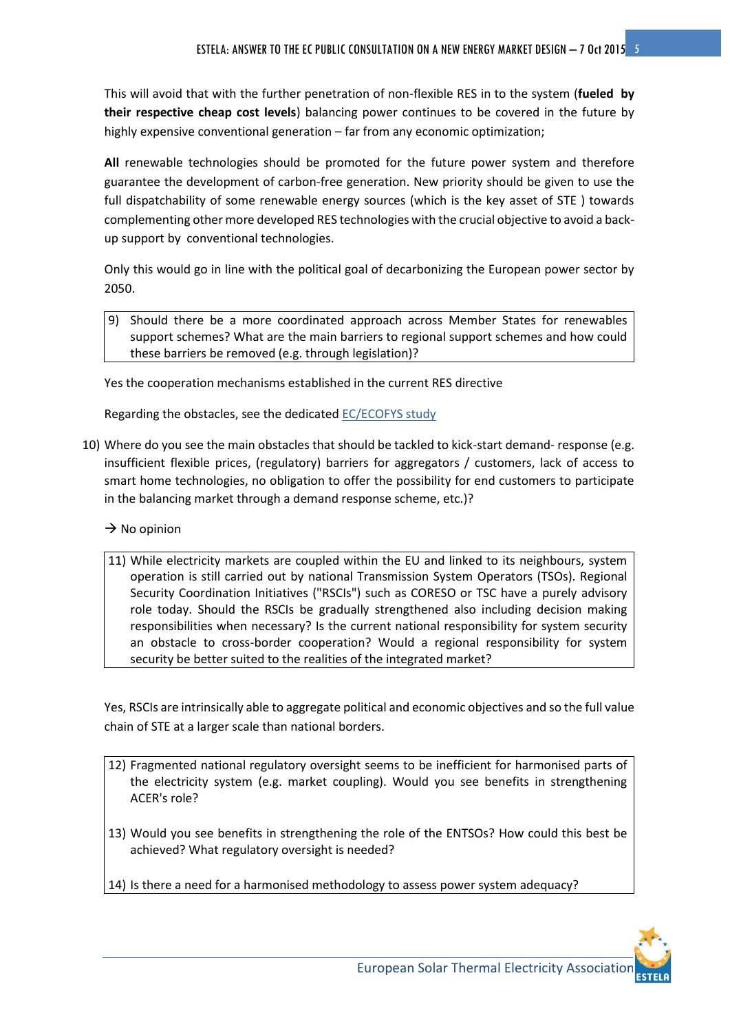This will avoid that with the further penetration of non-flexible RES in to the system (**fueled by their respective cheap cost levels**) balancing power continues to be covered in the future by highly expensive conventional generation – far from any economic optimization;

**All** renewable technologies should be promoted for the future power system and therefore guarantee the development of carbon-free generation. New priority should be given to use the full dispatchability of some renewable energy sources (which is the key asset of STE ) towards complementing other more developed RES technologies with the crucial objective to avoid a back-up support by conventional technologies.

Only this would go in line with the political goal of decarbonizing the European power sector by 2050.

> 9) Should there be a more coordinated approach across Member States for renewables support schemes? What are the main barriers to regional support schemes and how could these barriers be removed (e.g. through legislation)?

Yes the cooperation mechanisms established in the current RES directive

Regarding the obstacles, see the dedicated EC/ECOFYS study

10) Where do you see the main obstacles that should be tackled to kick-start demand- response (e.g. insufficient flexible prices, (regulatory) barriers for aggregators / customers, lack of access to smart home technologies, no obligation to offer the possibility for end customers to participate in the balancing market through a demand response scheme, etc.)?

→ No opinion

> 11) While electricity markets are coupled within the EU and linked to its neighbours, system operation is still carried out by national Transmission System Operators (TSOs). Regional Security Coordination Initiatives ("RSCIs") such as CORESO or TSC have a purely advisory role today. Should the RSCIs be gradually strengthened also including decision making responsibilities when necessary? Is the current national responsibility for system security an obstacle to cross-border cooperation? Would a regional responsibility for system security be better suited to the realities of the integrated market?

Yes, RSCIs are intrinsically able to aggregate political and economic objectives and so the full value chain of STE at a larger scale than national borders.

> 12) Fragmented national regulatory oversight seems to be inefficient for harmonised parts of the electricity system (e.g. market coupling). Would you see benefits in strengthening ACER's role?
>
> 13) Would you see benefits in strengthening the role of the ENTSOs? How could this best be achieved? What regulatory oversight is needed?
>
> 14) Is there a need for a harmonised methodology to assess power system adequacy?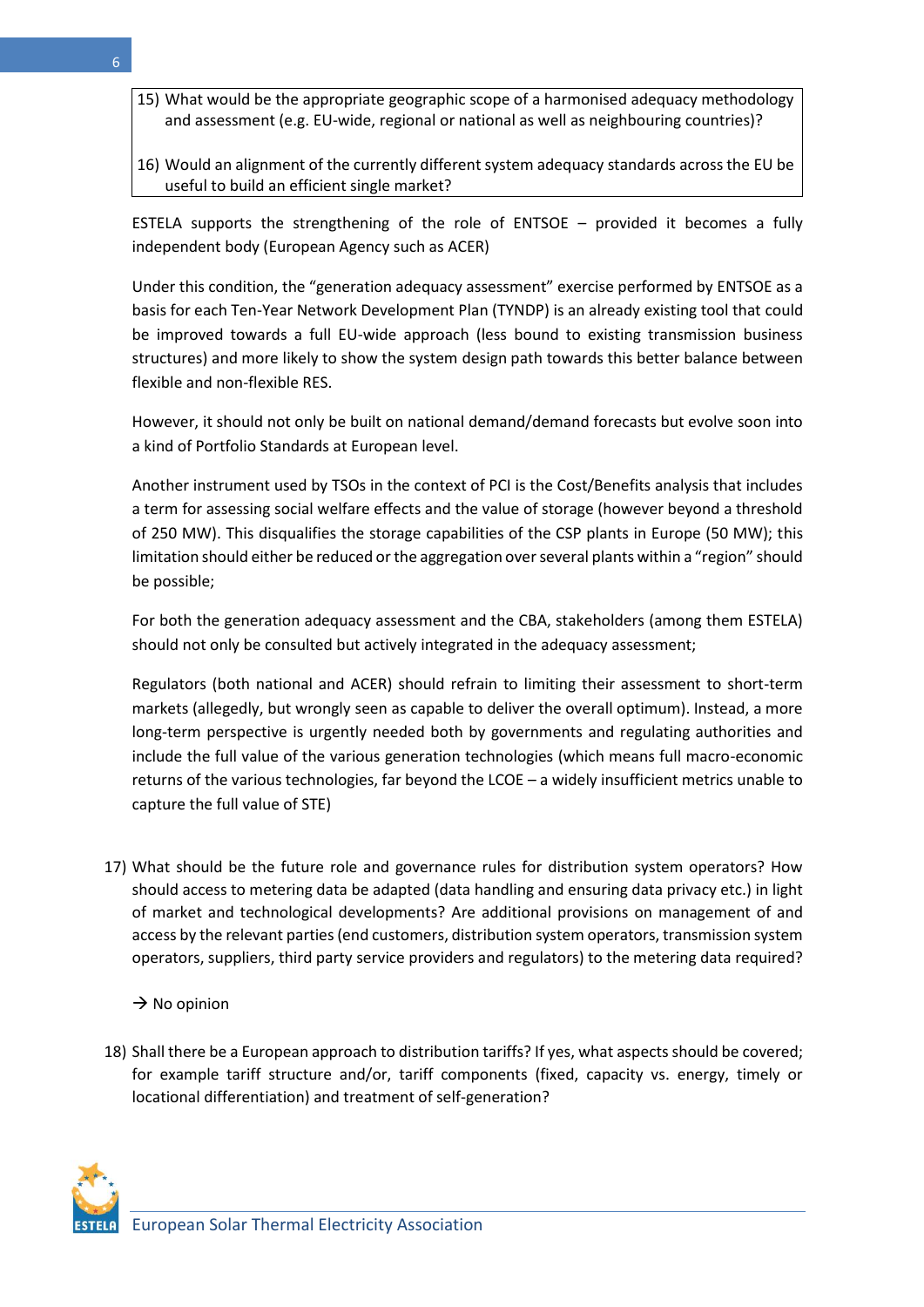15) What would be the appropriate geographic scope of a harmonised adequacy methodology and assessment (e.g. EU-wide, regional or national as well as neighbouring countries)?

16) Would an alignment of the currently different system adequacy standards across the EU be useful to build an efficient single market?

ESTELA supports the strengthening of the role of ENTSOE – provided it becomes a fully independent body (European Agency such as ACER)

Under this condition, the "generation adequacy assessment" exercise performed by ENTSOE as a basis for each Ten-Year Network Development Plan (TYNDP) is an already existing tool that could be improved towards a full EU-wide approach (less bound to existing transmission business structures) and more likely to show the system design path towards this better balance between flexible and non-flexible RES.

However, it should not only be built on national demand/demand forecasts but evolve soon into a kind of Portfolio Standards at European level.

Another instrument used by TSOs in the context of PCI is the Cost/Benefits analysis that includes a term for assessing social welfare effects and the value of storage (however beyond a threshold of 250 MW). This disqualifies the storage capabilities of the CSP plants in Europe (50 MW); this limitation should either be reduced or the aggregation over several plants within a "region" should be possible;

For both the generation adequacy assessment and the CBA, stakeholders (among them ESTELA) should not only be consulted but actively integrated in the adequacy assessment;

Regulators (both national and ACER) should refrain to limiting their assessment to short-term markets (allegedly, but wrongly seen as capable to deliver the overall optimum). Instead, a more long-term perspective is urgently needed both by governments and regulating authorities and include the full value of the various generation technologies (which means full macro-economic returns of the various technologies, far beyond the LCOE – a widely insufficient metrics unable to capture the full value of STE)

17) What should be the future role and governance rules for distribution system operators? How should access to metering data be adapted (data handling and ensuring data privacy etc.) in light of market and technological developments? Are additional provisions on management of and access by the relevant parties (end customers, distribution system operators, transmission system operators, suppliers, third party service providers and regulators) to the metering data required?

→ No opinion

18) Shall there be a European approach to distribution tariffs? If yes, what aspects should be covered; for example tariff structure and/or, tariff components (fixed, capacity vs. energy, timely or locational differentiation) and treatment of self-generation?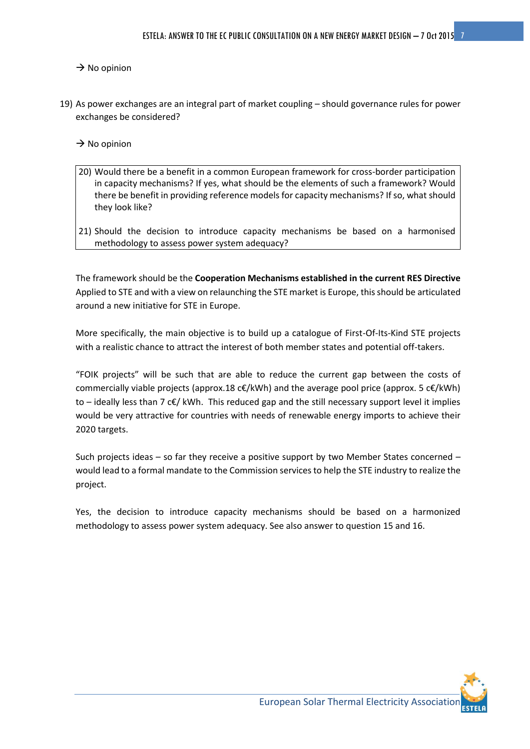→ No opinion

19) As power exchanges are an integral part of market coupling – should governance rules for power exchanges be considered?

→ No opinion

> 20) Would there be a benefit in a common European framework for cross-border participation in capacity mechanisms? If yes, what should be the elements of such a framework? Would there be benefit in providing reference models for capacity mechanisms? If so, what should they look like?
>
> 21) Should the decision to introduce capacity mechanisms be based on a harmonised methodology to assess power system adequacy?

The framework should be the **Cooperation Mechanisms established in the current RES Directive** Applied to STE and with a view on relaunching the STE market is Europe, this should be articulated around a new initiative for STE in Europe.

More specifically, the main objective is to build up a catalogue of First-Of-Its-Kind STE projects with a realistic chance to attract the interest of both member states and potential off-takers.

"FOIK projects" will be such that are able to reduce the current gap between the costs of commercially viable projects (approx.18 c€/kWh) and the average pool price (approx. 5 c€/kWh) to – ideally less than 7 c€/ kWh. This reduced gap and the still necessary support level it implies would be very attractive for countries with needs of renewable energy imports to achieve their 2020 targets.

Such projects ideas – so far they receive a positive support by two Member States concerned – would lead to a formal mandate to the Commission services to help the STE industry to realize the project.

Yes, the decision to introduce capacity mechanisms should be based on a harmonized methodology to assess power system adequacy. See also answer to question 15 and 16.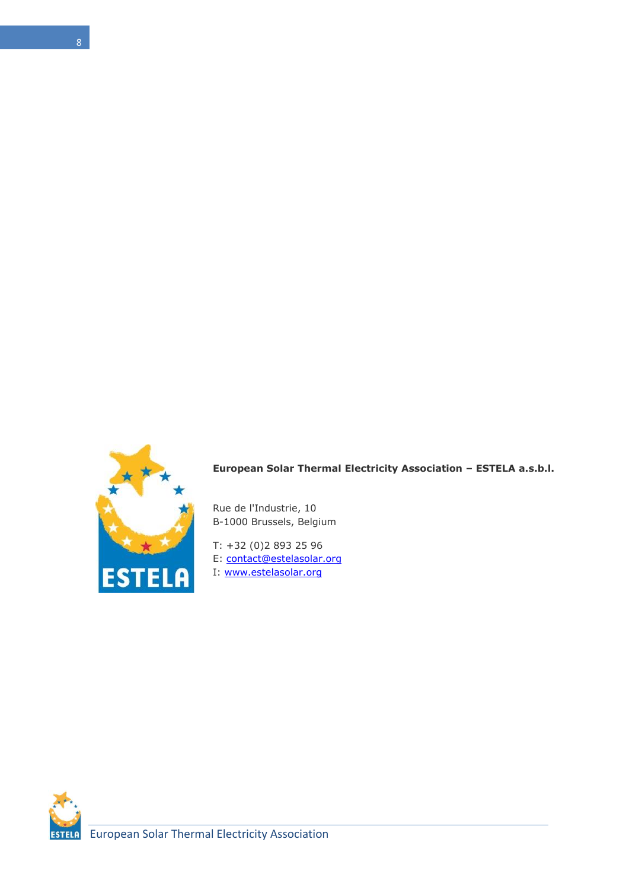**European Solar Thermal Electricity Association – ESTELA a.s.b.l.**

Rue de l'Industrie, 10
B-1000 Brussels, Belgium

T: +32 (0)2 893 25 96
E: contact@estelasolar.org
I: www.estelasolar.org